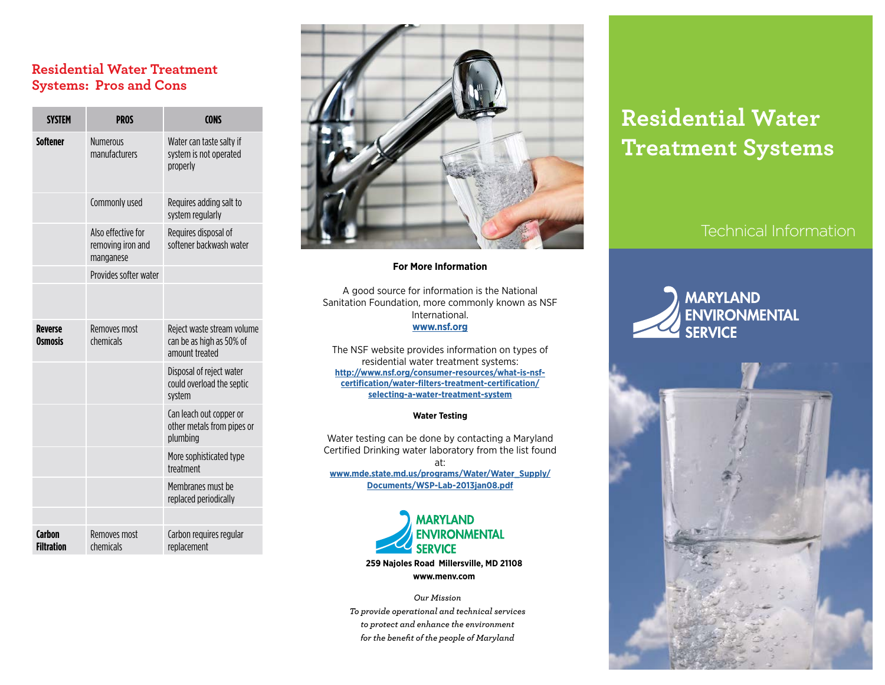## Residential Water Treatment Systems: Pros and Cons

| SYSTEM | PROS | CONS |
|---|---|---|
| **Softener** | Numerous manufacturers | Water can taste salty if system is not operated properly |
| | Commonly used | Requires adding salt to system regularly |
| | Also effective for removing iron and manganese | Requires disposal of softener backwash water |
| | Provides softer water | |
| | | |
| **Reverse Osmosis** | Removes most chemicals | Reject waste stream volume can be as high as 50% of amount treated |
| | | Disposal of reject water could overload the septic system |
| | | Can leach out copper or other metals from pipes or plumbing |
| | | More sophisticated type treatment |
| | | Membranes must be replaced periodically |
| | | |
| **Carbon Filtration** | Removes most chemicals | Carbon requires regular replacement |

**For More Information**

A good source for information is the National Sanitation Foundation, more commonly known as NSF International.
www.nsf.org

The NSF website provides information on types of residential water treatment systems:
http://www.nsf.org/consumer-resources/what-is-nsf-certification/water-filters-treatment-certification/selecting-a-water-treatment-system

**Water Testing**

Water testing can be done by contacting a Maryland Certified Drinking water laboratory from the list found at:
www.mde.state.md.us/programs/Water/Water_Supply/Documents/WSP-Lab-2013jan08.pdf

MARYLAND ENVIRONMENTAL SERVICE

**259 Najoles Road Millersville, MD 21108**
**www.menv.com**

*Our Mission*
*To provide operational and technical services to protect and enhance the environment for the benefit of the people of Maryland*

# Residential Water Treatment Systems

Technical Information

MARYLAND ENVIRONMENTAL SERVICE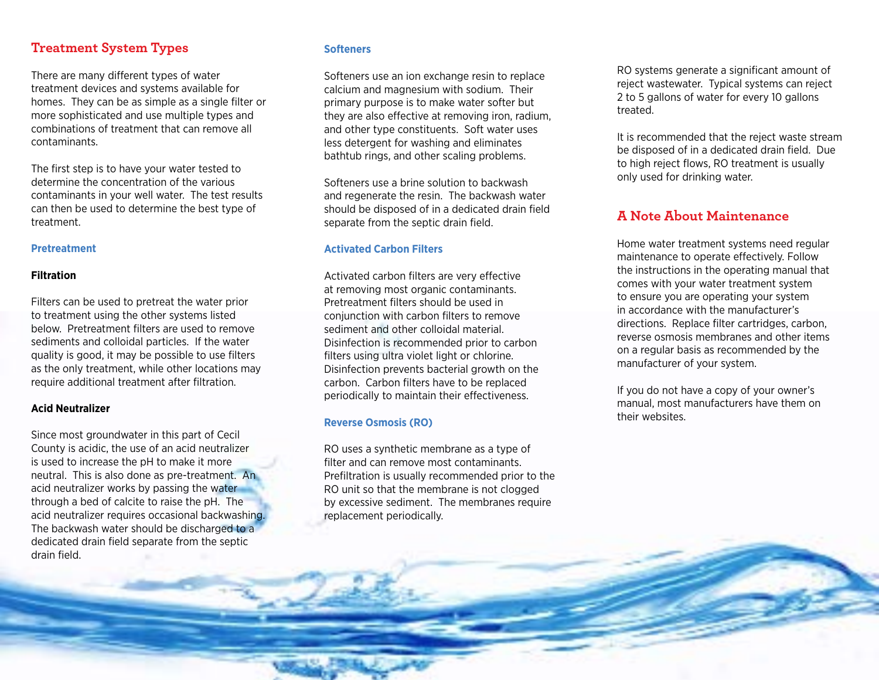## Treatment System Types

There are many different types of water treatment devices and systems available for homes. They can be as simple as a single filter or more sophisticated and use multiple types and combinations of treatment that can remove all contaminants.

The first step is to have your water tested to determine the concentration of the various contaminants in your well water. The test results can then be used to determine the best type of treatment.

### Pretreatment

#### Filtration

Filters can be used to pretreat the water prior to treatment using the other systems listed below. Pretreatment filters are used to remove sediments and colloidal particles. If the water quality is good, it may be possible to use filters as the only treatment, while other locations may require additional treatment after filtration.

#### Acid Neutralizer

Since most groundwater in this part of Cecil County is acidic, the use of an acid neutralizer is used to increase the pH to make it more neutral. This is also done as pre-treatment. An acid neutralizer works by passing the water through a bed of calcite to raise the pH. The acid neutralizer requires occasional backwashing. The backwash water should be discharged to a dedicated drain field separate from the septic drain field.

### Softeners

Softeners use an ion exchange resin to replace calcium and magnesium with sodium. Their primary purpose is to make water softer but they are also effective at removing iron, radium, and other type constituents. Soft water uses less detergent for washing and eliminates bathtub rings, and other scaling problems.

Softeners use a brine solution to backwash and regenerate the resin. The backwash water should be disposed of in a dedicated drain field separate from the septic drain field.

### Activated Carbon Filters

Activated carbon filters are very effective at removing most organic contaminants. Pretreatment filters should be used in conjunction with carbon filters to remove sediment and other colloidal material. Disinfection is recommended prior to carbon filters using ultra violet light or chlorine. Disinfection prevents bacterial growth on the carbon. Carbon filters have to be replaced periodically to maintain their effectiveness.

### Reverse Osmosis (RO)

RO uses a synthetic membrane as a type of filter and can remove most contaminants. Prefiltration is usually recommended prior to the RO unit so that the membrane is not clogged by excessive sediment. The membranes require replacement periodically.

RO systems generate a significant amount of reject wastewater. Typical systems can reject 2 to 5 gallons of water for every 10 gallons treated.

It is recommended that the reject waste stream be disposed of in a dedicated drain field. Due to high reject flows, RO treatment is usually only used for drinking water.

## A Note About Maintenance

Home water treatment systems need regular maintenance to operate effectively. Follow the instructions in the operating manual that comes with your water treatment system to ensure you are operating your system in accordance with the manufacturer's directions. Replace filter cartridges, carbon, reverse osmosis membranes and other items on a regular basis as recommended by the manufacturer of your system.

If you do not have a copy of your owner's manual, most manufacturers have them on their websites.